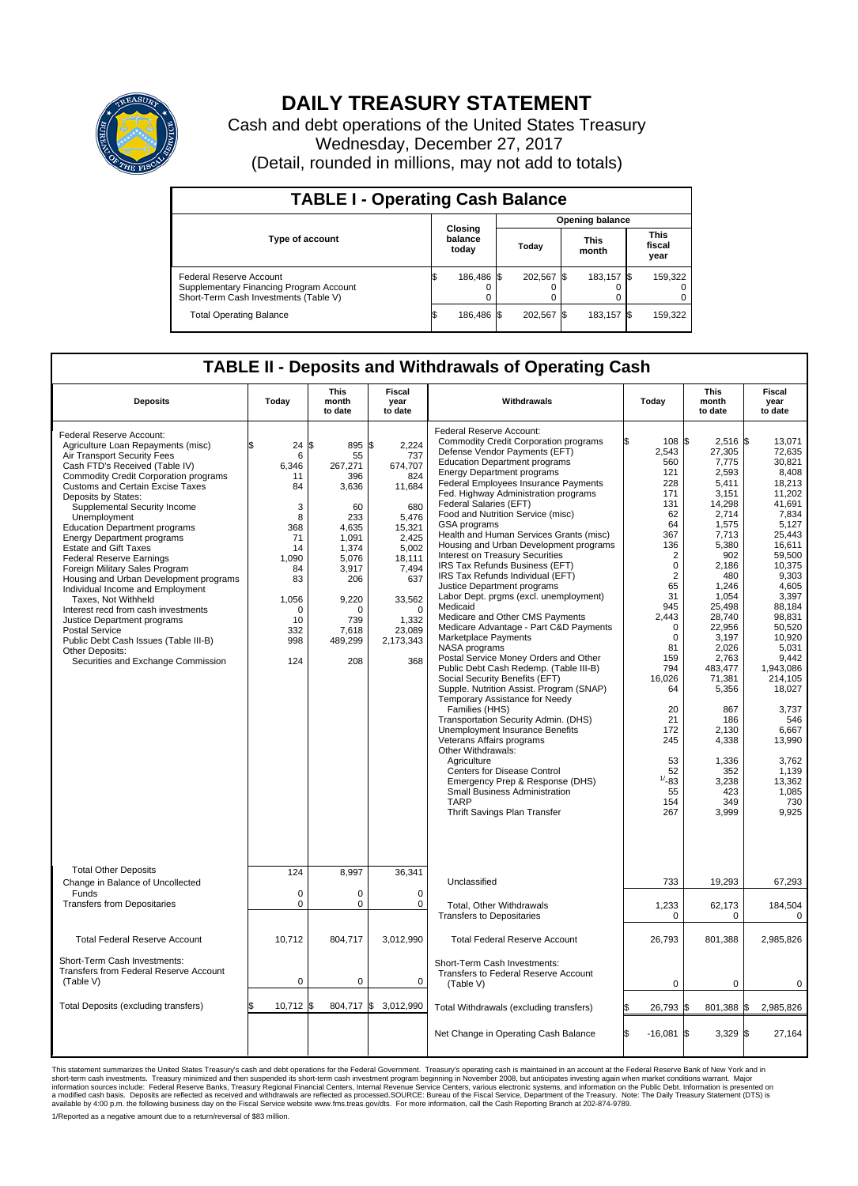# DAILY TREASURY STATEMENT

Cash and debt operations of the United States Treasury
Wednesday, December 27, 2017
(Detail, rounded in millions, may not add to totals)

## TABLE I - Operating Cash Balance

| Type of account | Closing balance today | Opening balance Today | Opening balance This month | Opening balance This fiscal year |
|---|---|---|---|---|
| Federal Reserve Account | $ 186,486 | $ 202,567 | $ 183,157 | $ 159,322 |
| Supplementary Financing Program Account | 0 | 0 | 0 | 0 |
| Short-Term Cash Investments (Table V) | 0 | 0 | 0 | 0 |
| Total Operating Balance | $ 186,486 | $ 202,567 | $ 183,157 | $ 159,322 |

## TABLE II - Deposits and Withdrawals of Operating Cash

| Deposits | Today | This month to date | Fiscal year to date |
|---|---|---|---|
| Federal Reserve Account: | | | |
| Agriculture Loan Repayments (misc) | $ 24 | $ 895 | $ 2,224 |
| Air Transport Security Fees | 6 | 55 | 737 |
| Cash FTD's Received (Table IV) | 6,346 | 267,271 | 674,707 |
| Commodity Credit Corporation programs | 11 | 396 | 824 |
| Customs and Certain Excise Taxes | 84 | 3,636 | 11,684 |
| Deposits by States: | | | |
| Supplemental Security Income | 3 | 60 | 680 |
| Unemployment | 8 | 233 | 5,476 |
| Education Department programs | 368 | 4,635 | 15,321 |
| Energy Department programs | 71 | 1,091 | 2,425 |
| Estate and Gift Taxes | 14 | 1,374 | 5,002 |
| Federal Reserve Earnings | 1,090 | 5,076 | 18,111 |
| Foreign Military Sales Program | 84 | 3,917 | 7,494 |
| Housing and Urban Development programs | 83 | 206 | 637 |
| Individual Income and Employment Taxes, Not Withheld | 1,056 | 9,220 | 33,562 |
| Interest recd from cash investments | 0 | 0 | 0 |
| Justice Department programs | 10 | 739 | 1,332 |
| Postal Service | 332 | 7,618 | 23,089 |
| Public Debt Cash Issues (Table III-B) | 998 | 489,299 | 2,173,343 |
| Other Deposits: | | | |
| Securities and Exchange Commission | 124 | 208 | 368 |
| Total Other Deposits | 124 | 8,997 | 36,341 |
| Change in Balance of Uncollected Funds | 0 | 0 | 0 |
| Transfers from Depositaries | 0 | 0 | 0 |
| Total Federal Reserve Account | 10,712 | 804,717 | 3,012,990 |
| Short-Term Cash Investments: Transfers from Federal Reserve Account (Table V) | 0 | 0 | 0 |
| Total Deposits (excluding transfers) | $ 10,712 | $ 804,717 | $ 3,012,990 |

| Withdrawals | Today | This month to date | Fiscal year to date |
|---|---|---|---|
| Federal Reserve Account: | | | |
| Commodity Credit Corporation programs | $ 108 | $ 2,516 | $ 13,071 |
| Defense Vendor Payments (EFT) | 2,543 | 27,305 | 72,635 |
| Education Department programs | 560 | 7,775 | 30,821 |
| Energy Department programs | 121 | 2,593 | 8,408 |
| Federal Employees Insurance Payments | 228 | 5,411 | 18,213 |
| Fed. Highway Administration programs | 171 | 3,151 | 11,202 |
| Federal Salaries (EFT) | 131 | 14,298 | 41,691 |
| Food and Nutrition Service (misc) | 62 | 2,714 | 7,834 |
| GSA programs | 64 | 1,575 | 5,127 |
| Health and Human Services Grants (misc) | 367 | 7,713 | 25,443 |
| Housing and Urban Development programs | 136 | 5,380 | 16,611 |
| Interest on Treasury Securities | 2 | 902 | 59,500 |
| IRS Tax Refunds Business (EFT) | 0 | 2,186 | 10,375 |
| IRS Tax Refunds Individual (EFT) | 2 | 480 | 9,303 |
| Justice Department programs | 65 | 1,246 | 4,605 |
| Labor Dept. prgms (excl. unemployment) | 31 | 1,054 | 3,397 |
| Medicaid | 945 | 25,498 | 88,184 |
| Medicare and Other CMS Payments | 2,443 | 28,740 | 98,831 |
| Medicare Advantage - Part C&D Payments | 0 | 22,956 | 50,520 |
| Marketplace Payments | 0 | 3,197 | 10,920 |
| NASA programs | 81 | 2,026 | 5,031 |
| Postal Service Money Orders and Other | 159 | 2,763 | 9,442 |
| Public Debt Cash Redemp. (Table III-B) | 794 | 483,477 | 1,943,086 |
| Social Security Benefits (EFT) | 16,026 | 71,381 | 214,105 |
| Supple. Nutrition Assist. Program (SNAP) | 64 | 5,356 | 18,027 |
| Temporary Assistance for Needy Families (HHS) | 20 | 867 | 3,737 |
| Transportation Security Admin. (DHS) | 21 | 186 | 546 |
| Unemployment Insurance Benefits | 172 | 2,130 | 6,667 |
| Veterans Affairs programs | 245 | 4,338 | 13,990 |
| Other Withdrawals: | | | |
| Agriculture | 53 | 1,336 | 3,762 |
| Centers for Disease Control | 52 | 352 | 1,139 |
| Emergency Prep & Response (DHS) | [1/] -83 | 3,238 | 13,362 |
| Small Business Administration | 55 | 423 | 1,085 |
| TARP | 154 | 349 | 730 |
| Thrift Savings Plan Transfer | 267 | 3,999 | 9,925 |
| Unclassified | 733 | 19,293 | 67,293 |
| Total, Other Withdrawals | 1,233 | 62,173 | 184,504 |
| Transfers to Depositaries | 0 | 0 | 0 |
| Total Federal Reserve Account | 26,793 | 801,388 | 2,985,826 |
| Short-Term Cash Investments: Transfers to Federal Reserve Account (Table V) | 0 | 0 | 0 |
| Total Withdrawals (excluding transfers) | $ 26,793 | $ 801,388 | $ 2,985,826 |
| Net Change in Operating Cash Balance | $ -16,081 | $ 3,329 | $ 27,164 |

This statement summarizes the United States Treasury's cash and debt operations for the Federal Government. Treasury's operating cash is maintained in an account at the Federal Reserve Bank of New York and in short-term cash investments. Treasury minimized and then suspended its short-term cash investment program beginning in November 2008, but anticipates investing again when market conditions warrant. Major information sources include: Federal Reserve Banks, Treasury Regional Financial Centers, Internal Revenue Service Centers, various electronic systems, and information on the Public Debt. Information is presented on a modified cash basis. Deposits are reflected as received and withdrawals are reflected as processed.SOURCE: Bureau of the Fiscal Service, Department of the Treasury. Note: The Daily Treasury Statement (DTS) is available by 4:00 p.m. the following business day on the Fiscal Service website www.fms.treas.gov/dts. For more information, call the Cash Reporting Branch at 202-874-9789.

1/Reported as a negative amount due to a return/reversal of $83 million.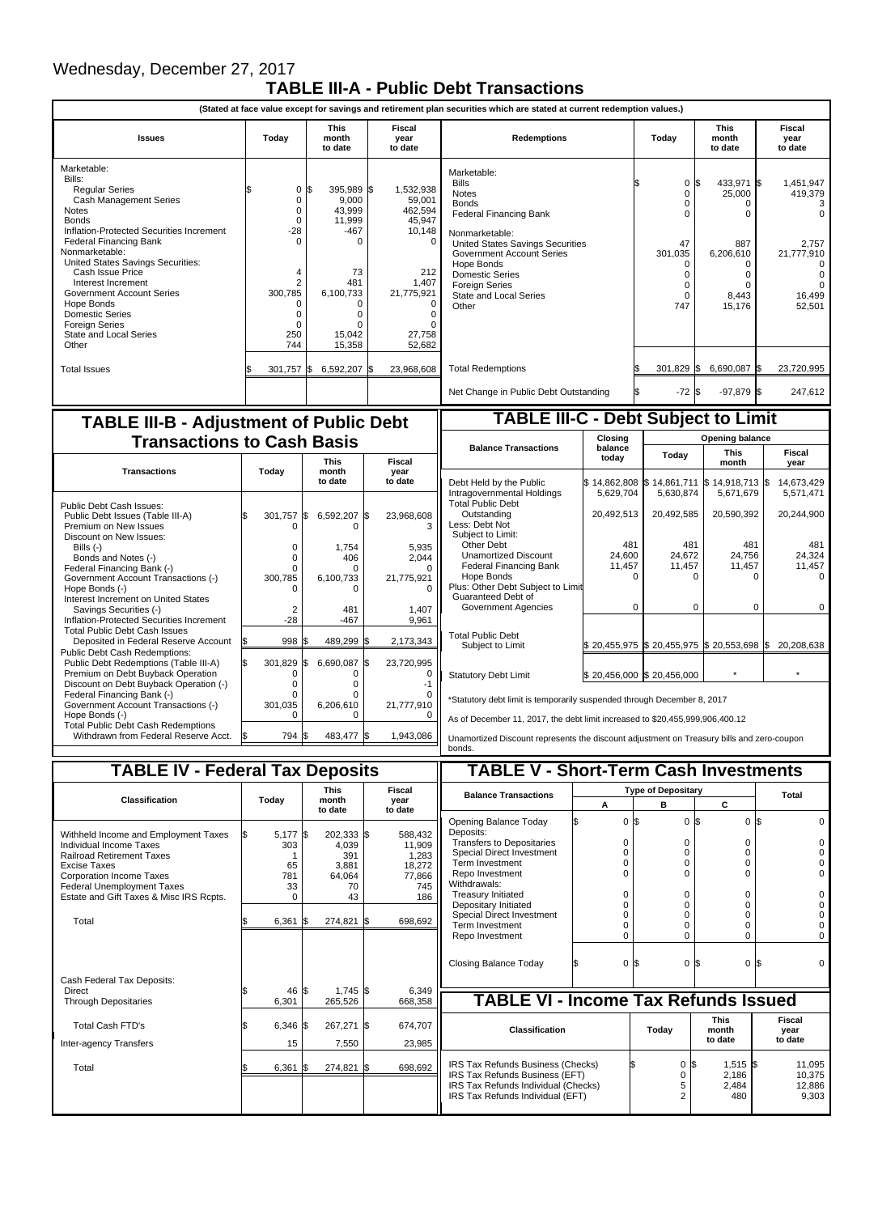Wednesday, December 27, 2017

# TABLE III-A - Public Debt Transactions

(Stated at face value except for savings and retirement plan securities which are stated at current redemption values.)

| Issues | Today | This month to date | Fiscal year to date | Redemptions | Today | This month to date | Fiscal year to date |
|---|---|---|---|---|---|---|---|
| Marketable: | | | | Marketable: | | | |
| Bills: | | | | Bills | $ 0 | $ 433,971 | $ 1,451,947 |
| Regular Series | $ 0 | $ 395,989 | $ 1,532,938 | Notes | 0 | 25,000 | 419,379 |
| Cash Management Series | 0 | 9,000 | 59,001 | Bonds | 0 | 0 | 3 |
| Notes | 0 | 43,999 | 462,594 | Federal Financing Bank | 0 | 0 | 0 |
| Bonds | 0 | 11,999 | 45,947 | | | | |
| Inflation-Protected Securities Increment | -28 | -467 | 10,148 | Nonmarketable: | | | |
| Federal Financing Bank | 0 | 0 | 0 | United States Savings Securities | 47 | 887 | 2,757 |
| Nonmarketable: | | | | Government Account Series | 301,035 | 6,206,610 | 21,777,910 |
| United States Savings Securities: | | | | Hope Bonds | 0 | 0 | 0 |
| Cash Issue Price | 4 | 73 | 212 | Domestic Series | 0 | 0 | 0 |
| Interest Increment | 2 | 481 | 1,407 | Foreign Series | 0 | 0 | 0 |
| Government Account Series | 300,785 | 6,100,733 | 21,775,921 | State and Local Series | 0 | 8,443 | 16,499 |
| Hope Bonds | 0 | 0 | 0 | Other | 747 | 15,176 | 52,501 |
| Domestic Series | 0 | 0 | 0 | | | | |
| Foreign Series | 0 | 0 | 0 | | | | |
| State and Local Series | 250 | 15,042 | 27,758 | | | | |
| Other | 744 | 15,358 | 52,682 | | | | |
| Total Issues | $ 301,757 | $ 6,592,207 | $ 23,968,608 | Total Redemptions | $ 301,829 | $ 6,690,087 | $ 23,720,995 |
| | | | | Net Change in Public Debt Outstanding | $ -72 | $ -97,879 | $ 247,612 |

# TABLE III-B - Adjustment of Public Debt Transactions to Cash Basis

| Transactions | Today | This month to date | Fiscal year to date |
|---|---|---|---|
| Public Debt Cash Issues: | | | |
| Public Debt Issues (Table III-A) | $ 301,757 | $ 6,592,207 | $ 23,968,608 |
| Premium on New Issues | 0 | 0 | 3 |
| Discount on New Issues: | | | |
| Bills (-) | 0 | 1,754 | 5,935 |
| Bonds and Notes (-) | 0 | 406 | 2,044 |
| Federal Financing Bank (-) | 0 | 0 | 0 |
| Government Account Transactions (-) | 300,785 | 6,100,733 | 21,775,921 |
| Hope Bonds (-) | 0 | 0 | 0 |
| Interest Increment on United States Savings Securities (-) | 2 | 481 | 1,407 |
| Inflation-Protected Securities Increment | -28 | -467 | 9,961 |
| Total Public Debt Cash Issues Deposited in Federal Reserve Account | $ 998 | $ 489,299 | $ 2,173,343 |
| Public Debt Cash Redemptions: | | | |
| Public Debt Redemptions (Table III-A) | $ 301,829 | $ 6,690,087 | $ 23,720,995 |
| Premium on Debt Buyback Operation | 0 | 0 | 0 |
| Discount on Debt Buyback Operation (-) | 0 | 0 | -1 |
| Federal Financing Bank (-) | 0 | 0 | 0 |
| Government Account Transactions (-) | 301,035 | 6,206,610 | 21,777,910 |
| Hope Bonds (-) | 0 | 0 | 0 |
| Total Public Debt Cash Redemptions Withdrawn from Federal Reserve Acct. | $ 794 | $ 483,477 | $ 1,943,086 |

# TABLE III-C - Debt Subject to Limit

| Balance Transactions | Closing balance today | Opening balance Today | Opening balance This month | Opening balance Fiscal year |
|---|---|---|---|---|
| Debt Held by the Public | $ 14,862,808 | $ 14,861,711 | $ 14,918,713 | $ 14,673,429 |
| Intragovernmental Holdings | 5,629,704 | 5,630,874 | 5,671,679 | 5,571,471 |
| Total Public Debt Outstanding | 20,492,513 | 20,492,585 | 20,590,392 | 20,244,900 |
| Less: Debt Not Subject to Limit: | | | | |
| Other Debt | 481 | 481 | 481 | 481 |
| Unamortized Discount | 24,600 | 24,672 | 24,756 | 24,324 |
| Federal Financing Bank | 11,457 | 11,457 | 11,457 | 11,457 |
| Hope Bonds | 0 | 0 | 0 | 0 |
| Plus: Other Debt Subject to Limit | | | | |
| Guaranteed Debt of Government Agencies | 0 | 0 | 0 | 0 |
| Total Public Debt Subject to Limit | $ 20,455,975 | $ 20,455,975 | $ 20,553,698 | $ 20,208,638 |
| Statutory Debt Limit | $ 20,456,000 | $ 20,456,000 | * | * |

*Statutory debt limit is temporarily suspended through December 8, 2017

As of December 11, 2017, the debt limit increased to $20,455,999,906,400.12

Unamortized Discount represents the discount adjustment on Treasury bills and zero-coupon bonds.

# TABLE IV - Federal Tax Deposits

| Classification | Today | This month to date | Fiscal year to date |
|---|---|---|---|
| Withheld Income and Employment Taxes | $ 5,177 | $ 202,333 | $ 588,432 |
| Individual Income Taxes | 303 | 4,039 | 11,909 |
| Railroad Retirement Taxes | 1 | 391 | 1,283 |
| Excise Taxes | 65 | 3,881 | 18,272 |
| Corporation Income Taxes | 781 | 64,064 | 77,866 |
| Federal Unemployment Taxes | 33 | 70 | 745 |
| Estate and Gift Taxes & Misc IRS Rcpts. | 0 | 43 | 186 |
| Total | $ 6,361 | $ 274,821 | $ 698,692 |
| Cash Federal Tax Deposits: | | | |
| Direct | $ 46 | $ 1,745 | $ 6,349 |
| Through Depositaries | 6,301 | 265,526 | 668,358 |
| Total Cash FTD's | $ 6,346 | $ 267,271 | $ 674,707 |
| Inter-agency Transfers | 15 | 7,550 | 23,985 |
| Total | $ 6,361 | $ 274,821 | $ 698,692 |

# TABLE V - Short-Term Cash Investments

| Balance Transactions | Type of Depositary A | Type of Depositary B | Type of Depositary C | Total |
|---|---|---|---|---|
| Opening Balance Today | $ 0 | $ 0 | $ 0 | $ 0 |
| Deposits: | | | | |
| Transfers to Depositaries | 0 | 0 | 0 | 0 |
| Special Direct Investment | 0 | 0 | 0 | 0 |
| Term Investment | 0 | 0 | 0 | 0 |
| Repo Investment | 0 | 0 | 0 | 0 |
| Withdrawals: | | | | |
| Treasury Initiated | 0 | 0 | 0 | 0 |
| Depositary Initiated | 0 | 0 | 0 | 0 |
| Special Direct Investment | 0 | 0 | 0 | 0 |
| Term Investment | 0 | 0 | 0 | 0 |
| Repo Investment | 0 | 0 | 0 | 0 |
| Closing Balance Today | $ 0 | $ 0 | $ 0 | $ 0 |

# TABLE VI - Income Tax Refunds Issued

| Classification | Today | This month to date | Fiscal year to date |
|---|---|---|---|
| IRS Tax Refunds Business (Checks) | $ 0 | $ 1,515 | $ 11,095 |
| IRS Tax Refunds Business (EFT) | 0 | 2,186 | 10,375 |
| IRS Tax Refunds Individual (Checks) | 5 | 2,484 | 12,886 |
| IRS Tax Refunds Individual (EFT) | 2 | 480 | 9,303 |